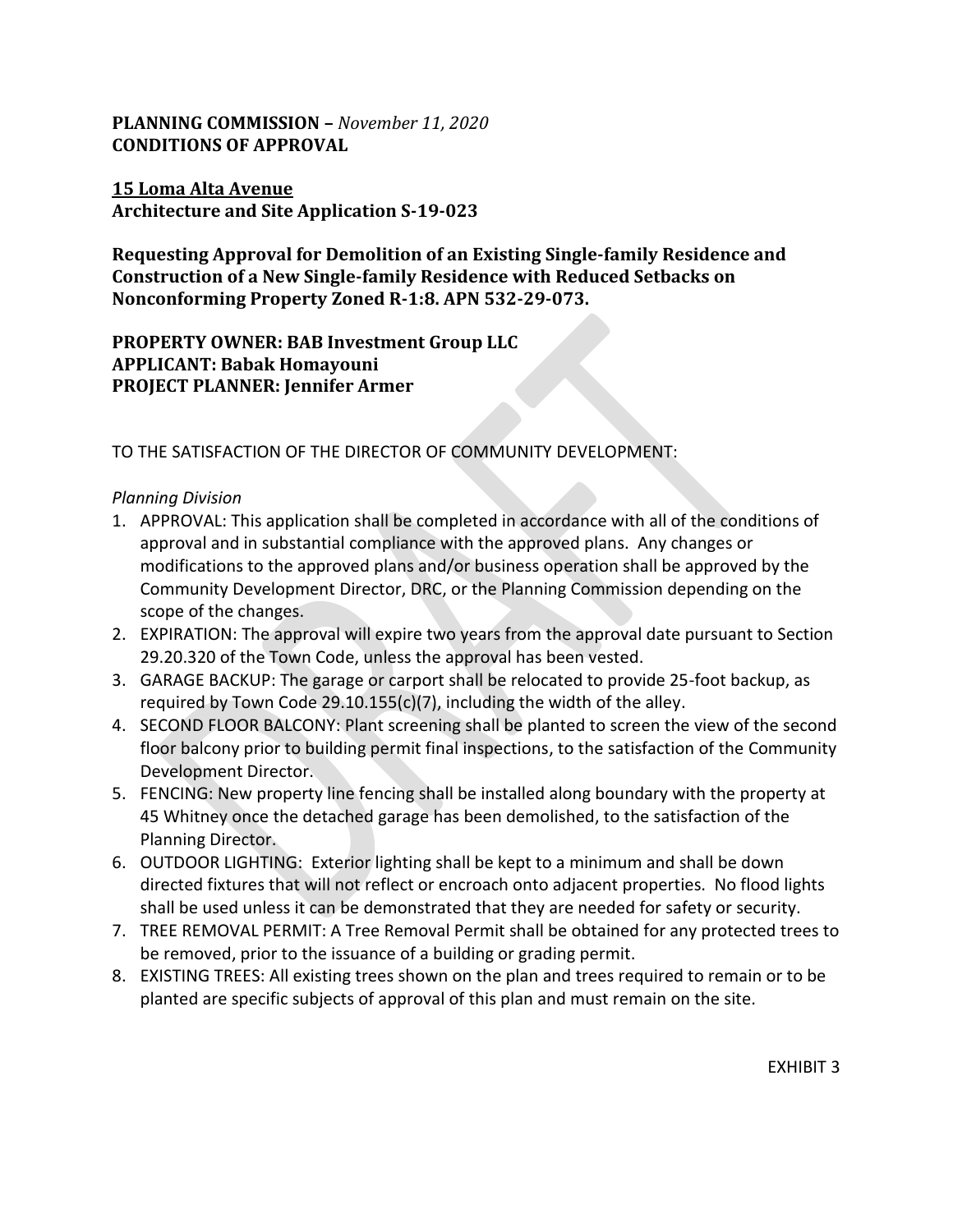**PLANNING COMMISSION –** ***November 11, 2020***
**CONDITIONS OF APPROVAL**

**15 Loma Alta Avenue**
**Architecture and Site Application S-19-023**

**Requesting Approval for Demolition of an Existing Single-family Residence and Construction of a New Single-family Residence with Reduced Setbacks on Nonconforming Property Zoned R-1:8. APN 532-29-073.**

**PROPERTY OWNER: BAB Investment Group LLC**
**APPLICANT: Babak Homayouni**
**PROJECT PLANNER: Jennifer Armer**

TO THE SATISFACTION OF THE DIRECTOR OF COMMUNITY DEVELOPMENT:

*Planning Division*

1. APPROVAL: This application shall be completed in accordance with all of the conditions of approval and in substantial compliance with the approved plans. Any changes or modifications to the approved plans and/or business operation shall be approved by the Community Development Director, DRC, or the Planning Commission depending on the scope of the changes.
2. EXPIRATION: The approval will expire two years from the approval date pursuant to Section 29.20.320 of the Town Code, unless the approval has been vested.
3. GARAGE BACKUP: The garage or carport shall be relocated to provide 25-foot backup, as required by Town Code 29.10.155(c)(7), including the width of the alley.
4. SECOND FLOOR BALCONY: Plant screening shall be planted to screen the view of the second floor balcony prior to building permit final inspections, to the satisfaction of the Community Development Director.
5. FENCING: New property line fencing shall be installed along boundary with the property at 45 Whitney once the detached garage has been demolished, to the satisfaction of the Planning Director.
6. OUTDOOR LIGHTING: Exterior lighting shall be kept to a minimum and shall be down directed fixtures that will not reflect or encroach onto adjacent properties. No flood lights shall be used unless it can be demonstrated that they are needed for safety or security.
7. TREE REMOVAL PERMIT: A Tree Removal Permit shall be obtained for any protected trees to be removed, prior to the issuance of a building or grading permit.
8. EXISTING TREES: All existing trees shown on the plan and trees required to remain or to be planted are specific subjects of approval of this plan and must remain on the site.

EXHIBIT 3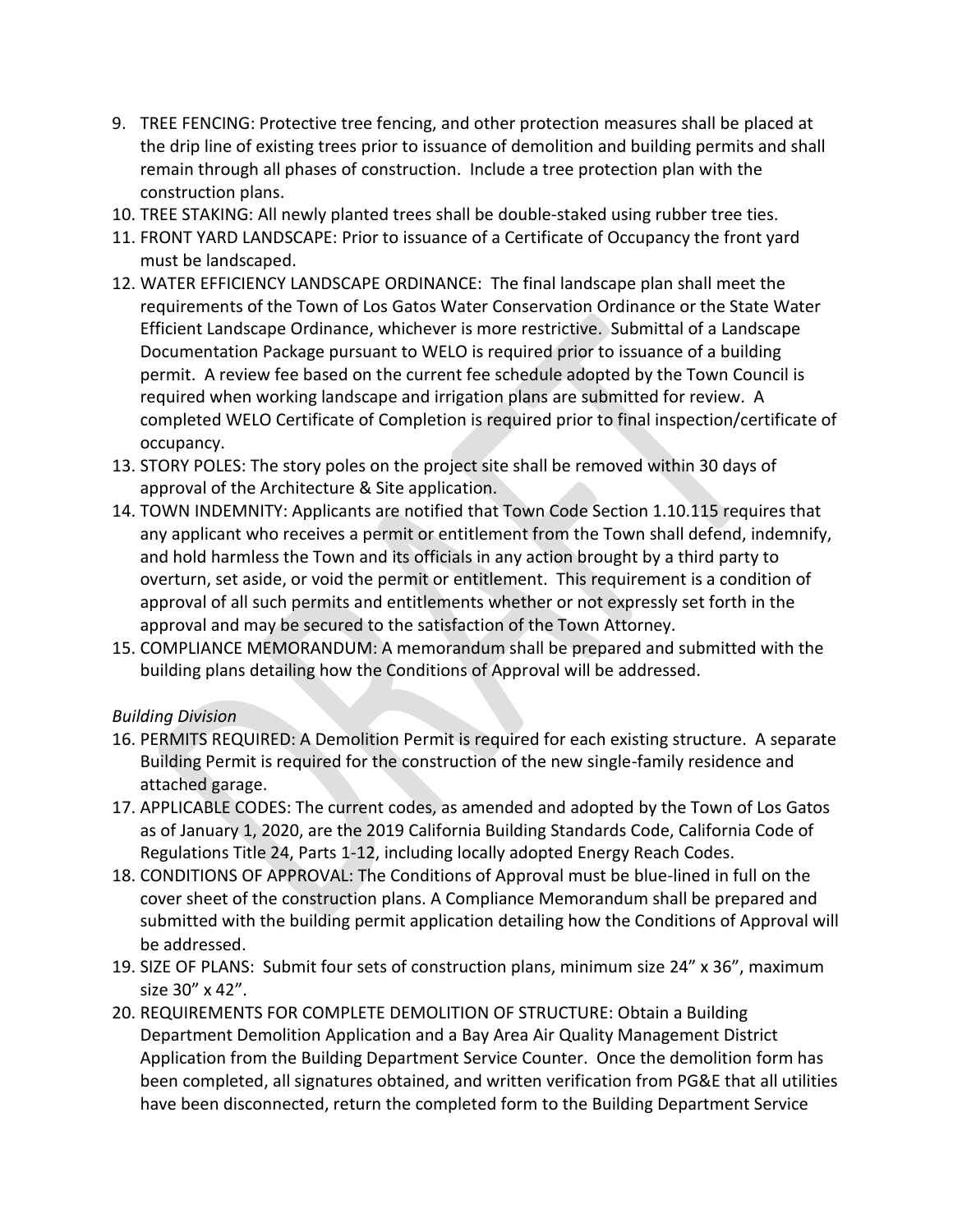9. TREE FENCING: Protective tree fencing, and other protection measures shall be placed at the drip line of existing trees prior to issuance of demolition and building permits and shall remain through all phases of construction. Include a tree protection plan with the construction plans.
10. TREE STAKING: All newly planted trees shall be double-staked using rubber tree ties.
11. FRONT YARD LANDSCAPE: Prior to issuance of a Certificate of Occupancy the front yard must be landscaped.
12. WATER EFFICIENCY LANDSCAPE ORDINANCE: The final landscape plan shall meet the requirements of the Town of Los Gatos Water Conservation Ordinance or the State Water Efficient Landscape Ordinance, whichever is more restrictive. Submittal of a Landscape Documentation Package pursuant to WELO is required prior to issuance of a building permit. A review fee based on the current fee schedule adopted by the Town Council is required when working landscape and irrigation plans are submitted for review. A completed WELO Certificate of Completion is required prior to final inspection/certificate of occupancy.
13. STORY POLES: The story poles on the project site shall be removed within 30 days of approval of the Architecture & Site application.
14. TOWN INDEMNITY: Applicants are notified that Town Code Section 1.10.115 requires that any applicant who receives a permit or entitlement from the Town shall defend, indemnify, and hold harmless the Town and its officials in any action brought by a third party to overturn, set aside, or void the permit or entitlement. This requirement is a condition of approval of all such permits and entitlements whether or not expressly set forth in the approval and may be secured to the satisfaction of the Town Attorney.
15. COMPLIANCE MEMORANDUM: A memorandum shall be prepared and submitted with the building plans detailing how the Conditions of Approval will be addressed.

*Building Division*

16. PERMITS REQUIRED: A Demolition Permit is required for each existing structure. A separate Building Permit is required for the construction of the new single-family residence and attached garage.
17. APPLICABLE CODES: The current codes, as amended and adopted by the Town of Los Gatos as of January 1, 2020, are the 2019 California Building Standards Code, California Code of Regulations Title 24, Parts 1-12, including locally adopted Energy Reach Codes.
18. CONDITIONS OF APPROVAL: The Conditions of Approval must be blue-lined in full on the cover sheet of the construction plans. A Compliance Memorandum shall be prepared and submitted with the building permit application detailing how the Conditions of Approval will be addressed.
19. SIZE OF PLANS: Submit four sets of construction plans, minimum size 24" x 36", maximum size 30" x 42".
20. REQUIREMENTS FOR COMPLETE DEMOLITION OF STRUCTURE: Obtain a Building Department Demolition Application and a Bay Area Air Quality Management District Application from the Building Department Service Counter. Once the demolition form has been completed, all signatures obtained, and written verification from PG&E that all utilities have been disconnected, return the completed form to the Building Department Service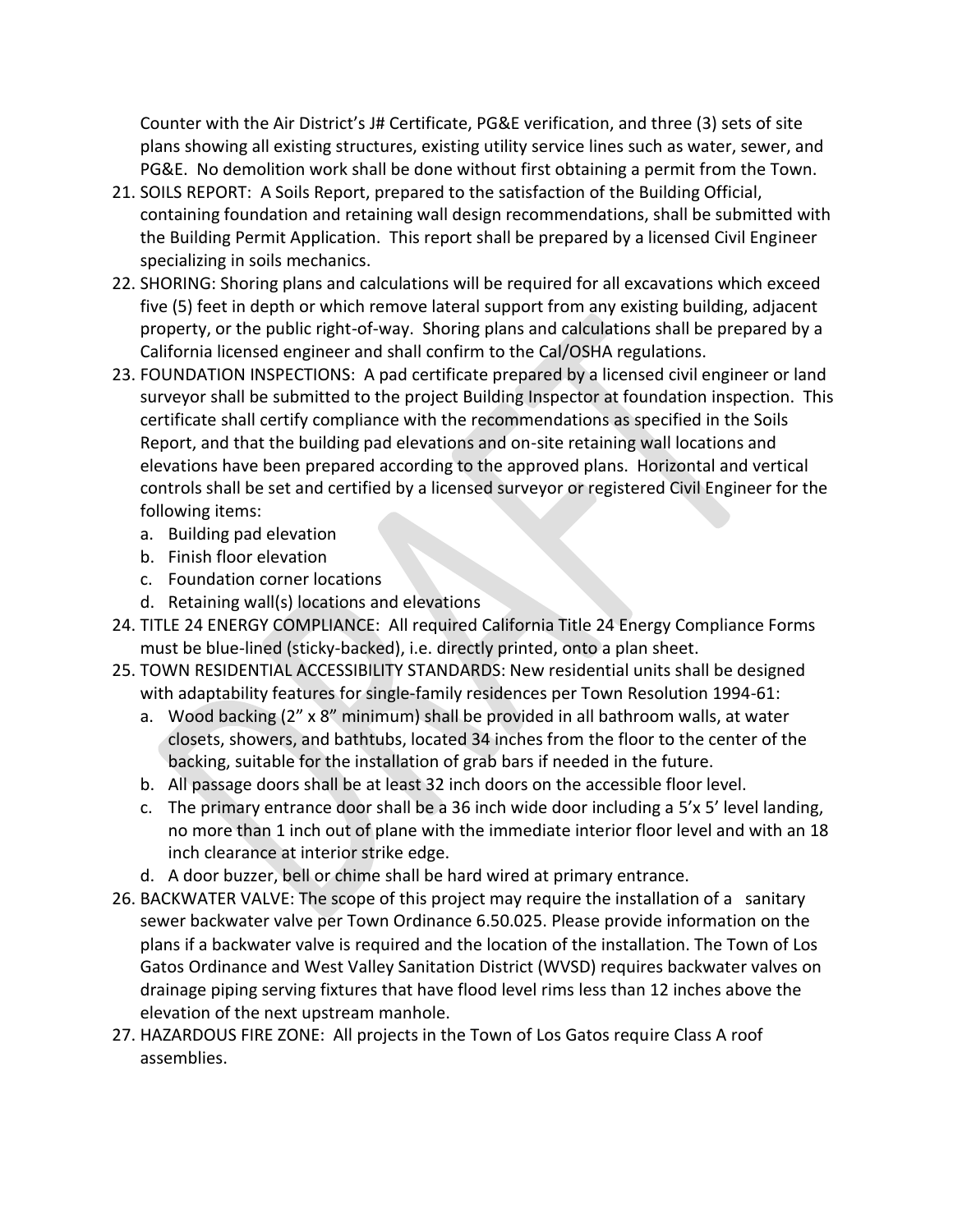Counter with the Air District's J# Certificate, PG&E verification, and three (3) sets of site plans showing all existing structures, existing utility service lines such as water, sewer, and PG&E. No demolition work shall be done without first obtaining a permit from the Town.

21. SOILS REPORT: A Soils Report, prepared to the satisfaction of the Building Official, containing foundation and retaining wall design recommendations, shall be submitted with the Building Permit Application. This report shall be prepared by a licensed Civil Engineer specializing in soils mechanics.
22. SHORING: Shoring plans and calculations will be required for all excavations which exceed five (5) feet in depth or which remove lateral support from any existing building, adjacent property, or the public right-of-way. Shoring plans and calculations shall be prepared by a California licensed engineer and shall confirm to the Cal/OSHA regulations.
23. FOUNDATION INSPECTIONS: A pad certificate prepared by a licensed civil engineer or land surveyor shall be submitted to the project Building Inspector at foundation inspection. This certificate shall certify compliance with the recommendations as specified in the Soils Report, and that the building pad elevations and on-site retaining wall locations and elevations have been prepared according to the approved plans. Horizontal and vertical controls shall be set and certified by a licensed surveyor or registered Civil Engineer for the following items:
    a. Building pad elevation
    b. Finish floor elevation
    c. Foundation corner locations
    d. Retaining wall(s) locations and elevations
24. TITLE 24 ENERGY COMPLIANCE: All required California Title 24 Energy Compliance Forms must be blue-lined (sticky-backed), i.e. directly printed, onto a plan sheet.
25. TOWN RESIDENTIAL ACCESSIBILITY STANDARDS: New residential units shall be designed with adaptability features for single-family residences per Town Resolution 1994-61:
    a. Wood backing (2" x 8" minimum) shall be provided in all bathroom walls, at water closets, showers, and bathtubs, located 34 inches from the floor to the center of the backing, suitable for the installation of grab bars if needed in the future.
    b. All passage doors shall be at least 32 inch doors on the accessible floor level.
    c. The primary entrance door shall be a 36 inch wide door including a 5'x 5' level landing, no more than 1 inch out of plane with the immediate interior floor level and with an 18 inch clearance at interior strike edge.
    d. A door buzzer, bell or chime shall be hard wired at primary entrance.
26. BACKWATER VALVE: The scope of this project may require the installation of a sanitary sewer backwater valve per Town Ordinance 6.50.025. Please provide information on the plans if a backwater valve is required and the location of the installation. The Town of Los Gatos Ordinance and West Valley Sanitation District (WVSD) requires backwater valves on drainage piping serving fixtures that have flood level rims less than 12 inches above the elevation of the next upstream manhole.
27. HAZARDOUS FIRE ZONE: All projects in the Town of Los Gatos require Class A roof assemblies.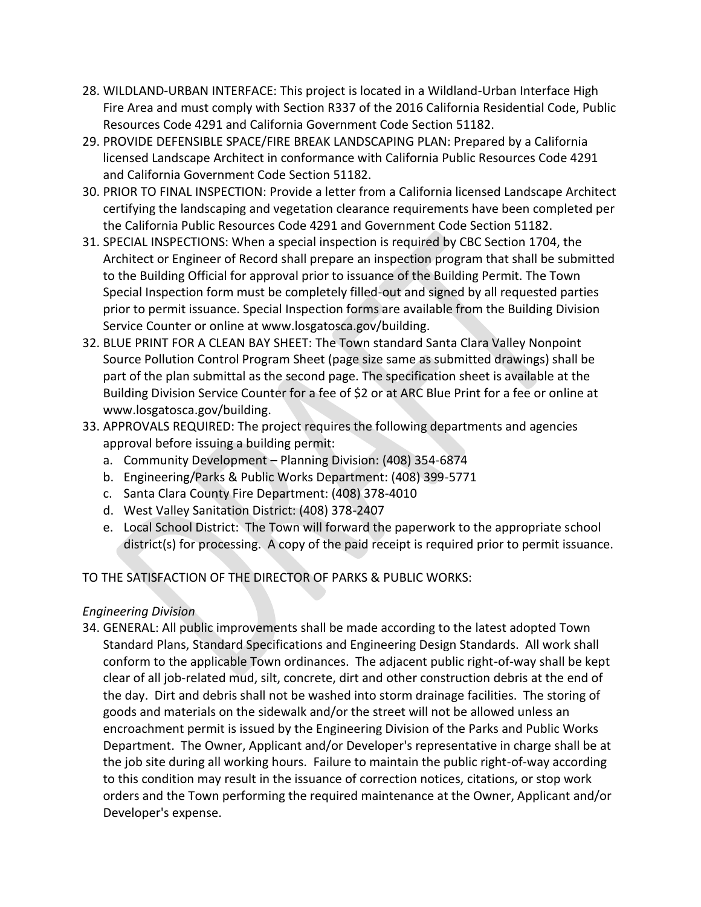28. WILDLAND-URBAN INTERFACE: This project is located in a Wildland-Urban Interface High Fire Area and must comply with Section R337 of the 2016 California Residential Code, Public Resources Code 4291 and California Government Code Section 51182.
29. PROVIDE DEFENSIBLE SPACE/FIRE BREAK LANDSCAPING PLAN: Prepared by a California licensed Landscape Architect in conformance with California Public Resources Code 4291 and California Government Code Section 51182.
30. PRIOR TO FINAL INSPECTION: Provide a letter from a California licensed Landscape Architect certifying the landscaping and vegetation clearance requirements have been completed per the California Public Resources Code 4291 and Government Code Section 51182.
31. SPECIAL INSPECTIONS: When a special inspection is required by CBC Section 1704, the Architect or Engineer of Record shall prepare an inspection program that shall be submitted to the Building Official for approval prior to issuance of the Building Permit. The Town Special Inspection form must be completely filled-out and signed by all requested parties prior to permit issuance. Special Inspection forms are available from the Building Division Service Counter or online at www.losgatosca.gov/building.
32. BLUE PRINT FOR A CLEAN BAY SHEET: The Town standard Santa Clara Valley Nonpoint Source Pollution Control Program Sheet (page size same as submitted drawings) shall be part of the plan submittal as the second page. The specification sheet is available at the Building Division Service Counter for a fee of $2 or at ARC Blue Print for a fee or online at www.losgatosca.gov/building.
33. APPROVALS REQUIRED: The project requires the following departments and agencies approval before issuing a building permit:
    a. Community Development – Planning Division: (408) 354-6874
    b. Engineering/Parks & Public Works Department: (408) 399-5771
    c. Santa Clara County Fire Department: (408) 378-4010
    d. West Valley Sanitation District: (408) 378-2407
    e. Local School District: The Town will forward the paperwork to the appropriate school district(s) for processing. A copy of the paid receipt is required prior to permit issuance.

TO THE SATISFACTION OF THE DIRECTOR OF PARKS & PUBLIC WORKS:

*Engineering Division*

34. GENERAL: All public improvements shall be made according to the latest adopted Town Standard Plans, Standard Specifications and Engineering Design Standards. All work shall conform to the applicable Town ordinances. The adjacent public right-of-way shall be kept clear of all job-related mud, silt, concrete, dirt and other construction debris at the end of the day. Dirt and debris shall not be washed into storm drainage facilities. The storing of goods and materials on the sidewalk and/or the street will not be allowed unless an encroachment permit is issued by the Engineering Division of the Parks and Public Works Department. The Owner, Applicant and/or Developer's representative in charge shall be at the job site during all working hours. Failure to maintain the public right-of-way according to this condition may result in the issuance of correction notices, citations, or stop work orders and the Town performing the required maintenance at the Owner, Applicant and/or Developer's expense.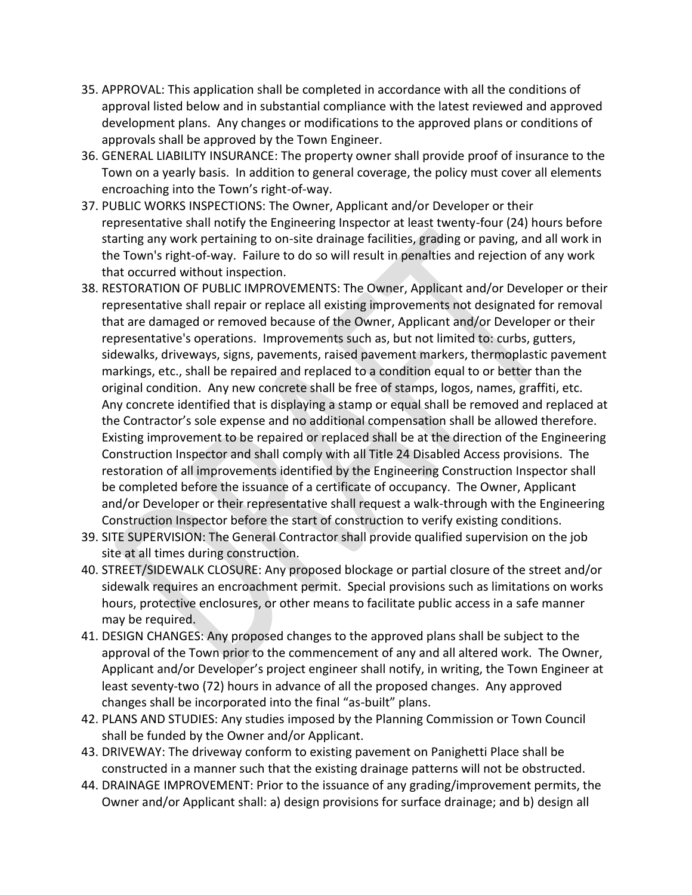35. APPROVAL: This application shall be completed in accordance with all the conditions of approval listed below and in substantial compliance with the latest reviewed and approved development plans. Any changes or modifications to the approved plans or conditions of approvals shall be approved by the Town Engineer.
36. GENERAL LIABILITY INSURANCE: The property owner shall provide proof of insurance to the Town on a yearly basis. In addition to general coverage, the policy must cover all elements encroaching into the Town's right-of-way.
37. PUBLIC WORKS INSPECTIONS: The Owner, Applicant and/or Developer or their representative shall notify the Engineering Inspector at least twenty-four (24) hours before starting any work pertaining to on-site drainage facilities, grading or paving, and all work in the Town's right-of-way. Failure to do so will result in penalties and rejection of any work that occurred without inspection.
38. RESTORATION OF PUBLIC IMPROVEMENTS: The Owner, Applicant and/or Developer or their representative shall repair or replace all existing improvements not designated for removal that are damaged or removed because of the Owner, Applicant and/or Developer or their representative's operations. Improvements such as, but not limited to: curbs, gutters, sidewalks, driveways, signs, pavements, raised pavement markers, thermoplastic pavement markings, etc., shall be repaired and replaced to a condition equal to or better than the original condition. Any new concrete shall be free of stamps, logos, names, graffiti, etc. Any concrete identified that is displaying a stamp or equal shall be removed and replaced at the Contractor's sole expense and no additional compensation shall be allowed therefore. Existing improvement to be repaired or replaced shall be at the direction of the Engineering Construction Inspector and shall comply with all Title 24 Disabled Access provisions. The restoration of all improvements identified by the Engineering Construction Inspector shall be completed before the issuance of a certificate of occupancy. The Owner, Applicant and/or Developer or their representative shall request a walk-through with the Engineering Construction Inspector before the start of construction to verify existing conditions.
39. SITE SUPERVISION: The General Contractor shall provide qualified supervision on the job site at all times during construction.
40. STREET/SIDEWALK CLOSURE: Any proposed blockage or partial closure of the street and/or sidewalk requires an encroachment permit. Special provisions such as limitations on works hours, protective enclosures, or other means to facilitate public access in a safe manner may be required.
41. DESIGN CHANGES: Any proposed changes to the approved plans shall be subject to the approval of the Town prior to the commencement of any and all altered work. The Owner, Applicant and/or Developer's project engineer shall notify, in writing, the Town Engineer at least seventy-two (72) hours in advance of all the proposed changes. Any approved changes shall be incorporated into the final "as-built" plans.
42. PLANS AND STUDIES: Any studies imposed by the Planning Commission or Town Council shall be funded by the Owner and/or Applicant.
43. DRIVEWAY: The driveway conform to existing pavement on Panighetti Place shall be constructed in a manner such that the existing drainage patterns will not be obstructed.
44. DRAINAGE IMPROVEMENT: Prior to the issuance of any grading/improvement permits, the Owner and/or Applicant shall: a) design provisions for surface drainage; and b) design all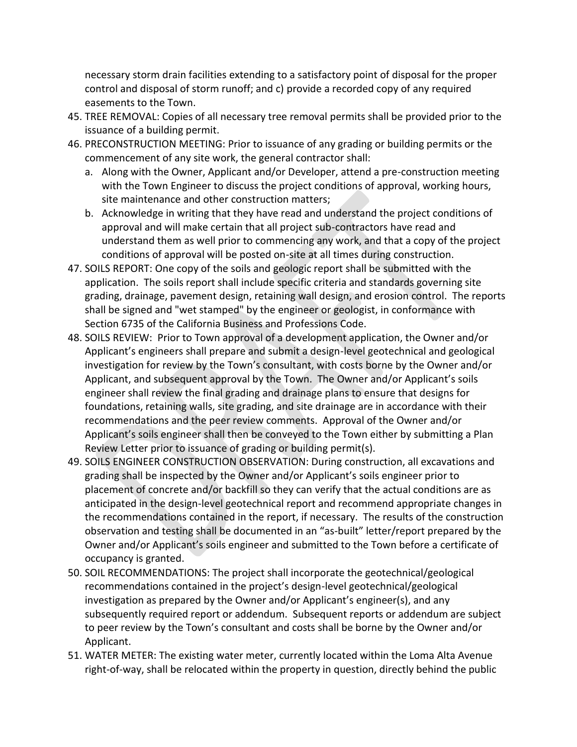necessary storm drain facilities extending to a satisfactory point of disposal for the proper control and disposal of storm runoff; and c) provide a recorded copy of any required easements to the Town.

45. TREE REMOVAL: Copies of all necessary tree removal permits shall be provided prior to the issuance of a building permit.
46. PRECONSTRUCTION MEETING: Prior to issuance of any grading or building permits or the commencement of any site work, the general contractor shall:
    a. Along with the Owner, Applicant and/or Developer, attend a pre-construction meeting with the Town Engineer to discuss the project conditions of approval, working hours, site maintenance and other construction matters;
    b. Acknowledge in writing that they have read and understand the project conditions of approval and will make certain that all project sub-contractors have read and understand them as well prior to commencing any work, and that a copy of the project conditions of approval will be posted on-site at all times during construction.
47. SOILS REPORT: One copy of the soils and geologic report shall be submitted with the application. The soils report shall include specific criteria and standards governing site grading, drainage, pavement design, retaining wall design, and erosion control. The reports shall be signed and "wet stamped" by the engineer or geologist, in conformance with Section 6735 of the California Business and Professions Code.
48. SOILS REVIEW: Prior to Town approval of a development application, the Owner and/or Applicant's engineers shall prepare and submit a design-level geotechnical and geological investigation for review by the Town's consultant, with costs borne by the Owner and/or Applicant, and subsequent approval by the Town. The Owner and/or Applicant's soils engineer shall review the final grading and drainage plans to ensure that designs for foundations, retaining walls, site grading, and site drainage are in accordance with their recommendations and the peer review comments. Approval of the Owner and/or Applicant's soils engineer shall then be conveyed to the Town either by submitting a Plan Review Letter prior to issuance of grading or building permit(s).
49. SOILS ENGINEER CONSTRUCTION OBSERVATION: During construction, all excavations and grading shall be inspected by the Owner and/or Applicant's soils engineer prior to placement of concrete and/or backfill so they can verify that the actual conditions are as anticipated in the design-level geotechnical report and recommend appropriate changes in the recommendations contained in the report, if necessary. The results of the construction observation and testing shall be documented in an "as-built" letter/report prepared by the Owner and/or Applicant's soils engineer and submitted to the Town before a certificate of occupancy is granted.
50. SOIL RECOMMENDATIONS: The project shall incorporate the geotechnical/geological recommendations contained in the project's design-level geotechnical/geological investigation as prepared by the Owner and/or Applicant's engineer(s), and any subsequently required report or addendum. Subsequent reports or addendum are subject to peer review by the Town's consultant and costs shall be borne by the Owner and/or Applicant.
51. WATER METER: The existing water meter, currently located within the Loma Alta Avenue right-of-way, shall be relocated within the property in question, directly behind the public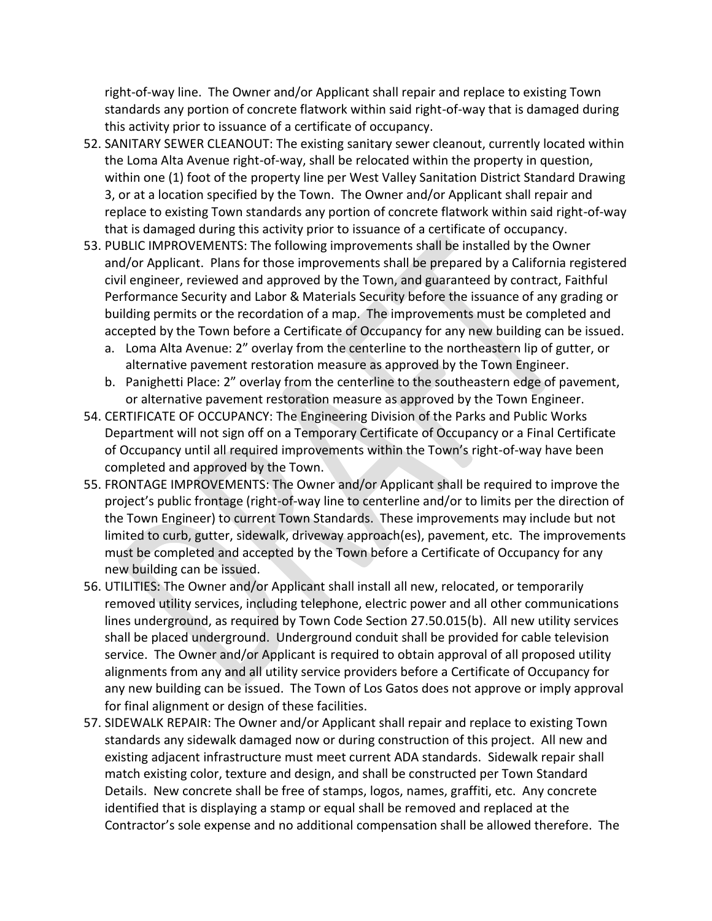right-of-way line. The Owner and/or Applicant shall repair and replace to existing Town standards any portion of concrete flatwork within said right-of-way that is damaged during this activity prior to issuance of a certificate of occupancy.

52. SANITARY SEWER CLEANOUT: The existing sanitary sewer cleanout, currently located within the Loma Alta Avenue right-of-way, shall be relocated within the property in question, within one (1) foot of the property line per West Valley Sanitation District Standard Drawing 3, or at a location specified by the Town. The Owner and/or Applicant shall repair and replace to existing Town standards any portion of concrete flatwork within said right-of-way that is damaged during this activity prior to issuance of a certificate of occupancy.
53. PUBLIC IMPROVEMENTS: The following improvements shall be installed by the Owner and/or Applicant. Plans for those improvements shall be prepared by a California registered civil engineer, reviewed and approved by the Town, and guaranteed by contract, Faithful Performance Security and Labor & Materials Security before the issuance of any grading or building permits or the recordation of a map. The improvements must be completed and accepted by the Town before a Certificate of Occupancy for any new building can be issued.
   a. Loma Alta Avenue: 2" overlay from the centerline to the northeastern lip of gutter, or alternative pavement restoration measure as approved by the Town Engineer.
   b. Panighetti Place: 2" overlay from the centerline to the southeastern edge of pavement, or alternative pavement restoration measure as approved by the Town Engineer.
54. CERTIFICATE OF OCCUPANCY: The Engineering Division of the Parks and Public Works Department will not sign off on a Temporary Certificate of Occupancy or a Final Certificate of Occupancy until all required improvements within the Town's right-of-way have been completed and approved by the Town.
55. FRONTAGE IMPROVEMENTS: The Owner and/or Applicant shall be required to improve the project's public frontage (right-of-way line to centerline and/or to limits per the direction of the Town Engineer) to current Town Standards. These improvements may include but not limited to curb, gutter, sidewalk, driveway approach(es), pavement, etc. The improvements must be completed and accepted by the Town before a Certificate of Occupancy for any new building can be issued.
56. UTILITIES: The Owner and/or Applicant shall install all new, relocated, or temporarily removed utility services, including telephone, electric power and all other communications lines underground, as required by Town Code Section 27.50.015(b). All new utility services shall be placed underground. Underground conduit shall be provided for cable television service. The Owner and/or Applicant is required to obtain approval of all proposed utility alignments from any and all utility service providers before a Certificate of Occupancy for any new building can be issued. The Town of Los Gatos does not approve or imply approval for final alignment or design of these facilities.
57. SIDEWALK REPAIR: The Owner and/or Applicant shall repair and replace to existing Town standards any sidewalk damaged now or during construction of this project. All new and existing adjacent infrastructure must meet current ADA standards. Sidewalk repair shall match existing color, texture and design, and shall be constructed per Town Standard Details. New concrete shall be free of stamps, logos, names, graffiti, etc. Any concrete identified that is displaying a stamp or equal shall be removed and replaced at the Contractor's sole expense and no additional compensation shall be allowed therefore. The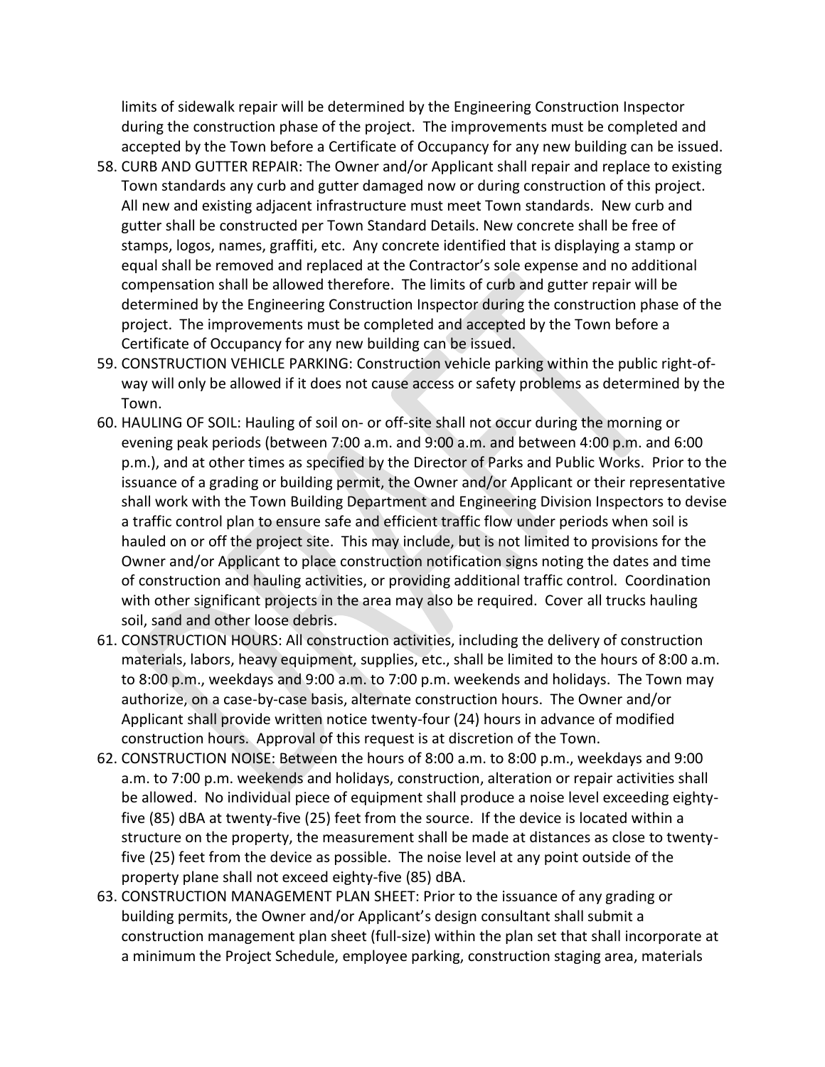limits of sidewalk repair will be determined by the Engineering Construction Inspector during the construction phase of the project. The improvements must be completed and accepted by the Town before a Certificate of Occupancy for any new building can be issued.

58. CURB AND GUTTER REPAIR: The Owner and/or Applicant shall repair and replace to existing Town standards any curb and gutter damaged now or during construction of this project. All new and existing adjacent infrastructure must meet Town standards. New curb and gutter shall be constructed per Town Standard Details. New concrete shall be free of stamps, logos, names, graffiti, etc. Any concrete identified that is displaying a stamp or equal shall be removed and replaced at the Contractor's sole expense and no additional compensation shall be allowed therefore. The limits of curb and gutter repair will be determined by the Engineering Construction Inspector during the construction phase of the project. The improvements must be completed and accepted by the Town before a Certificate of Occupancy for any new building can be issued.
59. CONSTRUCTION VEHICLE PARKING: Construction vehicle parking within the public right-of-way will only be allowed if it does not cause access or safety problems as determined by the Town.
60. HAULING OF SOIL: Hauling of soil on- or off-site shall not occur during the morning or evening peak periods (between 7:00 a.m. and 9:00 a.m. and between 4:00 p.m. and 6:00 p.m.), and at other times as specified by the Director of Parks and Public Works. Prior to the issuance of a grading or building permit, the Owner and/or Applicant or their representative shall work with the Town Building Department and Engineering Division Inspectors to devise a traffic control plan to ensure safe and efficient traffic flow under periods when soil is hauled on or off the project site. This may include, but is not limited to provisions for the Owner and/or Applicant to place construction notification signs noting the dates and time of construction and hauling activities, or providing additional traffic control. Coordination with other significant projects in the area may also be required. Cover all trucks hauling soil, sand and other loose debris.
61. CONSTRUCTION HOURS: All construction activities, including the delivery of construction materials, labors, heavy equipment, supplies, etc., shall be limited to the hours of 8:00 a.m. to 8:00 p.m., weekdays and 9:00 a.m. to 7:00 p.m. weekends and holidays. The Town may authorize, on a case-by-case basis, alternate construction hours. The Owner and/or Applicant shall provide written notice twenty-four (24) hours in advance of modified construction hours. Approval of this request is at discretion of the Town.
62. CONSTRUCTION NOISE: Between the hours of 8:00 a.m. to 8:00 p.m., weekdays and 9:00 a.m. to 7:00 p.m. weekends and holidays, construction, alteration or repair activities shall be allowed. No individual piece of equipment shall produce a noise level exceeding eighty-five (85) dBA at twenty-five (25) feet from the source. If the device is located within a structure on the property, the measurement shall be made at distances as close to twenty-five (25) feet from the device as possible. The noise level at any point outside of the property plane shall not exceed eighty-five (85) dBA.
63. CONSTRUCTION MANAGEMENT PLAN SHEET: Prior to the issuance of any grading or building permits, the Owner and/or Applicant's design consultant shall submit a construction management plan sheet (full-size) within the plan set that shall incorporate at a minimum the Project Schedule, employee parking, construction staging area, materials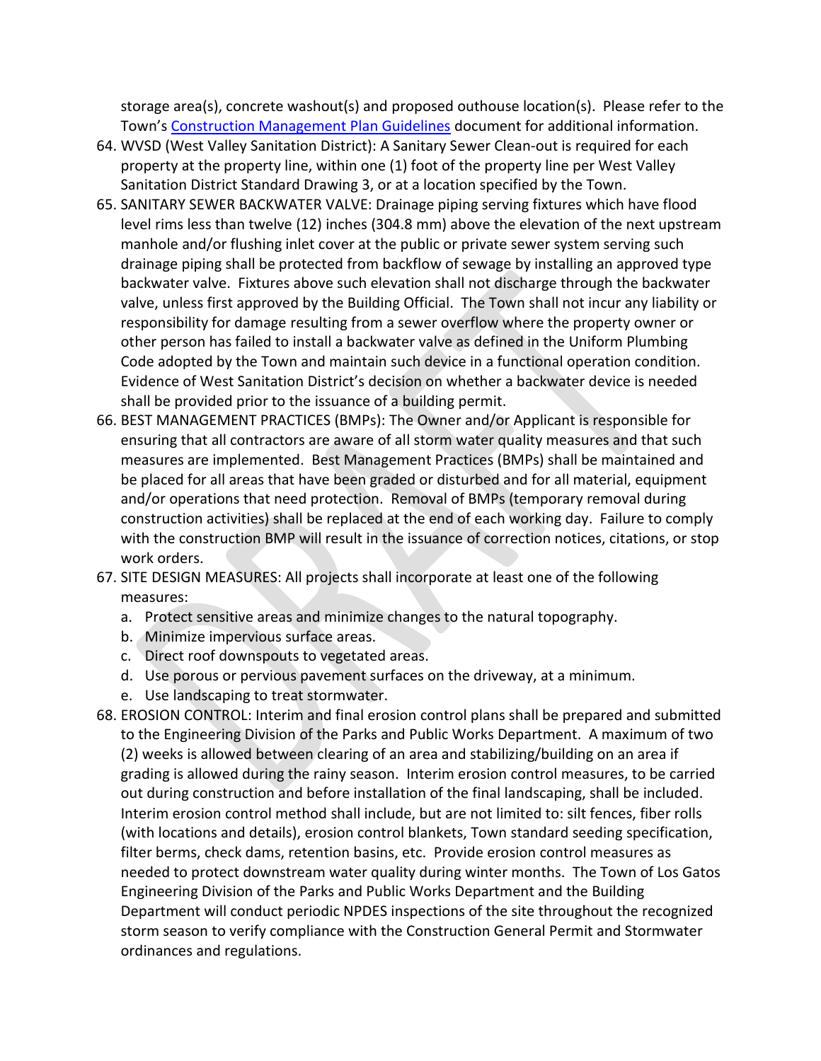storage area(s), concrete washout(s) and proposed outhouse location(s). Please refer to the Town's [Construction Management Plan Guidelines]() document for additional information.

64. WVSD (West Valley Sanitation District): A Sanitary Sewer Clean-out is required for each property at the property line, within one (1) foot of the property line per West Valley Sanitation District Standard Drawing 3, or at a location specified by the Town.
65. SANITARY SEWER BACKWATER VALVE: Drainage piping serving fixtures which have flood level rims less than twelve (12) inches (304.8 mm) above the elevation of the next upstream manhole and/or flushing inlet cover at the public or private sewer system serving such drainage piping shall be protected from backflow of sewage by installing an approved type backwater valve. Fixtures above such elevation shall not discharge through the backwater valve, unless first approved by the Building Official. The Town shall not incur any liability or responsibility for damage resulting from a sewer overflow where the property owner or other person has failed to install a backwater valve as defined in the Uniform Plumbing Code adopted by the Town and maintain such device in a functional operation condition. Evidence of West Sanitation District's decision on whether a backwater device is needed shall be provided prior to the issuance of a building permit.
66. BEST MANAGEMENT PRACTICES (BMPs): The Owner and/or Applicant is responsible for ensuring that all contractors are aware of all storm water quality measures and that such measures are implemented. Best Management Practices (BMPs) shall be maintained and be placed for all areas that have been graded or disturbed and for all material, equipment and/or operations that need protection. Removal of BMPs (temporary removal during construction activities) shall be replaced at the end of each working day. Failure to comply with the construction BMP will result in the issuance of correction notices, citations, or stop work orders.
67. SITE DESIGN MEASURES: All projects shall incorporate at least one of the following measures:
    a. Protect sensitive areas and minimize changes to the natural topography.
    b. Minimize impervious surface areas.
    c. Direct roof downspouts to vegetated areas.
    d. Use porous or pervious pavement surfaces on the driveway, at a minimum.
    e. Use landscaping to treat stormwater.
68. EROSION CONTROL: Interim and final erosion control plans shall be prepared and submitted to the Engineering Division of the Parks and Public Works Department. A maximum of two (2) weeks is allowed between clearing of an area and stabilizing/building on an area if grading is allowed during the rainy season. Interim erosion control measures, to be carried out during construction and before installation of the final landscaping, shall be included. Interim erosion control method shall include, but are not limited to: silt fences, fiber rolls (with locations and details), erosion control blankets, Town standard seeding specification, filter berms, check dams, retention basins, etc. Provide erosion control measures as needed to protect downstream water quality during winter months. The Town of Los Gatos Engineering Division of the Parks and Public Works Department and the Building Department will conduct periodic NPDES inspections of the site throughout the recognized storm season to verify compliance with the Construction General Permit and Stormwater ordinances and regulations.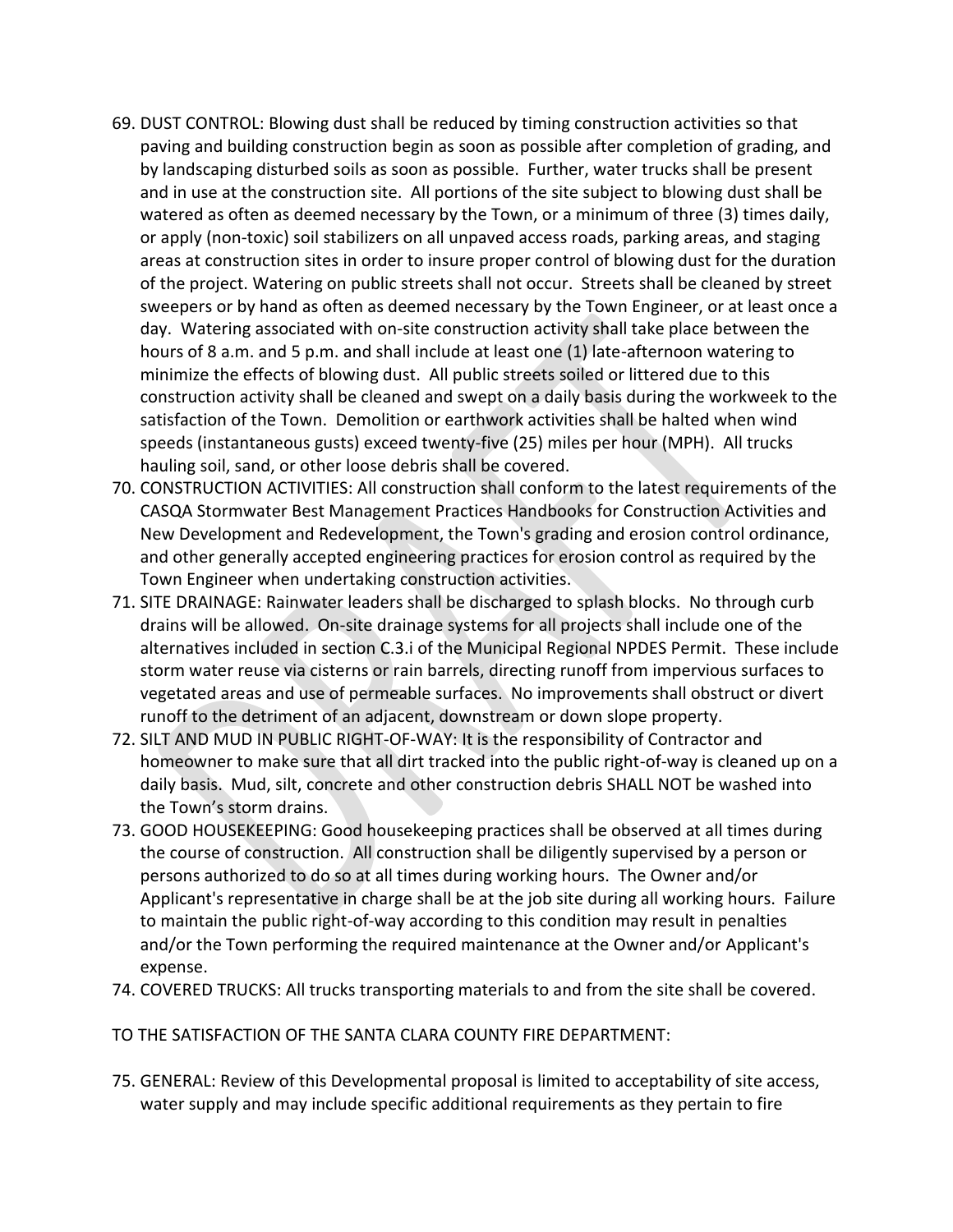69. DUST CONTROL: Blowing dust shall be reduced by timing construction activities so that paving and building construction begin as soon as possible after completion of grading, and by landscaping disturbed soils as soon as possible. Further, water trucks shall be present and in use at the construction site. All portions of the site subject to blowing dust shall be watered as often as deemed necessary by the Town, or a minimum of three (3) times daily, or apply (non-toxic) soil stabilizers on all unpaved access roads, parking areas, and staging areas at construction sites in order to insure proper control of blowing dust for the duration of the project. Watering on public streets shall not occur. Streets shall be cleaned by street sweepers or by hand as often as deemed necessary by the Town Engineer, or at least once a day. Watering associated with on-site construction activity shall take place between the hours of 8 a.m. and 5 p.m. and shall include at least one (1) late-afternoon watering to minimize the effects of blowing dust. All public streets soiled or littered due to this construction activity shall be cleaned and swept on a daily basis during the workweek to the satisfaction of the Town. Demolition or earthwork activities shall be halted when wind speeds (instantaneous gusts) exceed twenty-five (25) miles per hour (MPH). All trucks hauling soil, sand, or other loose debris shall be covered.
70. CONSTRUCTION ACTIVITIES: All construction shall conform to the latest requirements of the CASQA Stormwater Best Management Practices Handbooks for Construction Activities and New Development and Redevelopment, the Town's grading and erosion control ordinance, and other generally accepted engineering practices for erosion control as required by the Town Engineer when undertaking construction activities.
71. SITE DRAINAGE: Rainwater leaders shall be discharged to splash blocks. No through curb drains will be allowed. On-site drainage systems for all projects shall include one of the alternatives included in section C.3.i of the Municipal Regional NPDES Permit. These include storm water reuse via cisterns or rain barrels, directing runoff from impervious surfaces to vegetated areas and use of permeable surfaces. No improvements shall obstruct or divert runoff to the detriment of an adjacent, downstream or down slope property.
72. SILT AND MUD IN PUBLIC RIGHT-OF-WAY: It is the responsibility of Contractor and homeowner to make sure that all dirt tracked into the public right-of-way is cleaned up on a daily basis. Mud, silt, concrete and other construction debris SHALL NOT be washed into the Town's storm drains.
73. GOOD HOUSEKEEPING: Good housekeeping practices shall be observed at all times during the course of construction. All construction shall be diligently supervised by a person or persons authorized to do so at all times during working hours. The Owner and/or Applicant's representative in charge shall be at the job site during all working hours. Failure to maintain the public right-of-way according to this condition may result in penalties and/or the Town performing the required maintenance at the Owner and/or Applicant's expense.
74. COVERED TRUCKS: All trucks transporting materials to and from the site shall be covered.

TO THE SATISFACTION OF THE SANTA CLARA COUNTY FIRE DEPARTMENT:

75. GENERAL: Review of this Developmental proposal is limited to acceptability of site access, water supply and may include specific additional requirements as they pertain to fire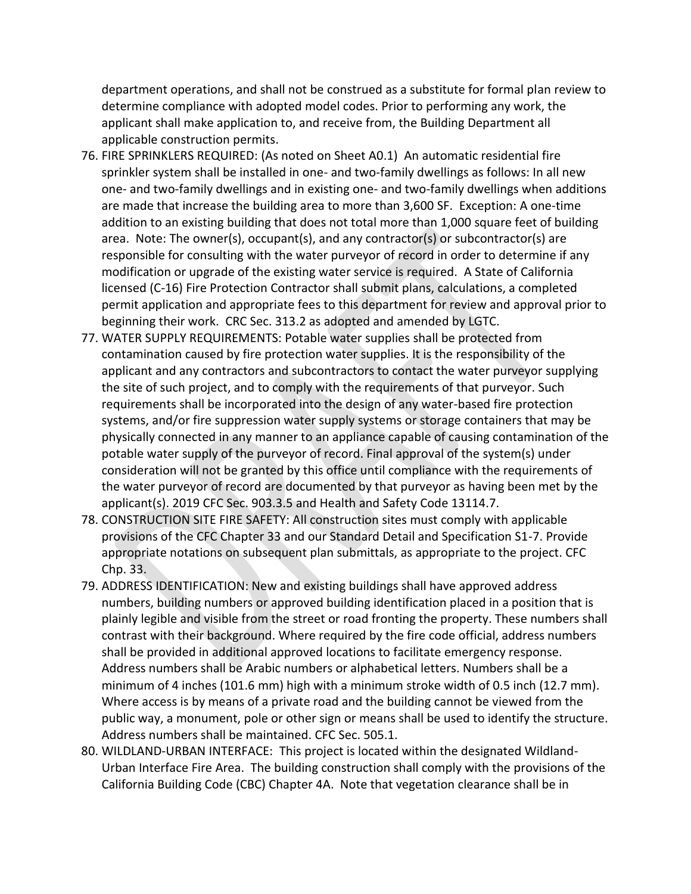department operations, and shall not be construed as a substitute for formal plan review to determine compliance with adopted model codes. Prior to performing any work, the applicant shall make application to, and receive from, the Building Department all applicable construction permits.

76. FIRE SPRINKLERS REQUIRED: (As noted on Sheet A0.1) An automatic residential fire sprinkler system shall be installed in one- and two-family dwellings as follows: In all new one- and two-family dwellings and in existing one- and two-family dwellings when additions are made that increase the building area to more than 3,600 SF. Exception: A one-time addition to an existing building that does not total more than 1,000 square feet of building area. Note: The owner(s), occupant(s), and any contractor(s) or subcontractor(s) are responsible for consulting with the water purveyor of record in order to determine if any modification or upgrade of the existing water service is required. A State of California licensed (C-16) Fire Protection Contractor shall submit plans, calculations, a completed permit application and appropriate fees to this department for review and approval prior to beginning their work. CRC Sec. 313.2 as adopted and amended by LGTC.
77. WATER SUPPLY REQUIREMENTS: Potable water supplies shall be protected from contamination caused by fire protection water supplies. It is the responsibility of the applicant and any contractors and subcontractors to contact the water purveyor supplying the site of such project, and to comply with the requirements of that purveyor. Such requirements shall be incorporated into the design of any water-based fire protection systems, and/or fire suppression water supply systems or storage containers that may be physically connected in any manner to an appliance capable of causing contamination of the potable water supply of the purveyor of record. Final approval of the system(s) under consideration will not be granted by this office until compliance with the requirements of the water purveyor of record are documented by that purveyor as having been met by the applicant(s). 2019 CFC Sec. 903.3.5 and Health and Safety Code 13114.7.
78. CONSTRUCTION SITE FIRE SAFETY: All construction sites must comply with applicable provisions of the CFC Chapter 33 and our Standard Detail and Specification S1-7. Provide appropriate notations on subsequent plan submittals, as appropriate to the project. CFC Chp. 33.
79. ADDRESS IDENTIFICATION: New and existing buildings shall have approved address numbers, building numbers or approved building identification placed in a position that is plainly legible and visible from the street or road fronting the property. These numbers shall contrast with their background. Where required by the fire code official, address numbers shall be provided in additional approved locations to facilitate emergency response. Address numbers shall be Arabic numbers or alphabetical letters. Numbers shall be a minimum of 4 inches (101.6 mm) high with a minimum stroke width of 0.5 inch (12.7 mm). Where access is by means of a private road and the building cannot be viewed from the public way, a monument, pole or other sign or means shall be used to identify the structure. Address numbers shall be maintained. CFC Sec. 505.1.
80. WILDLAND-URBAN INTERFACE: This project is located within the designated Wildland-Urban Interface Fire Area. The building construction shall comply with the provisions of the California Building Code (CBC) Chapter 4A. Note that vegetation clearance shall be in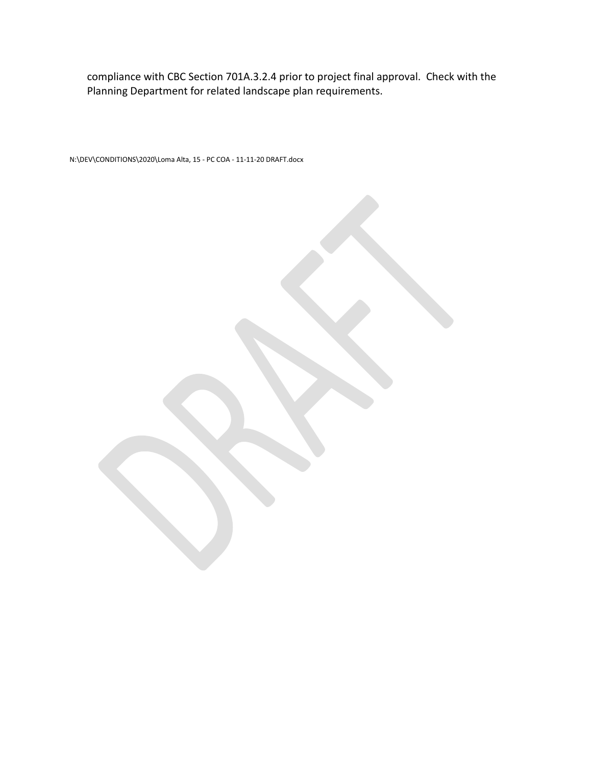compliance with CBC Section 701A.3.2.4 prior to project final approval. Check with the Planning Department for related landscape plan requirements.

N:\DEV\CONDITIONS\2020\Loma Alta, 15 - PC COA - 11-11-20 DRAFT.docx